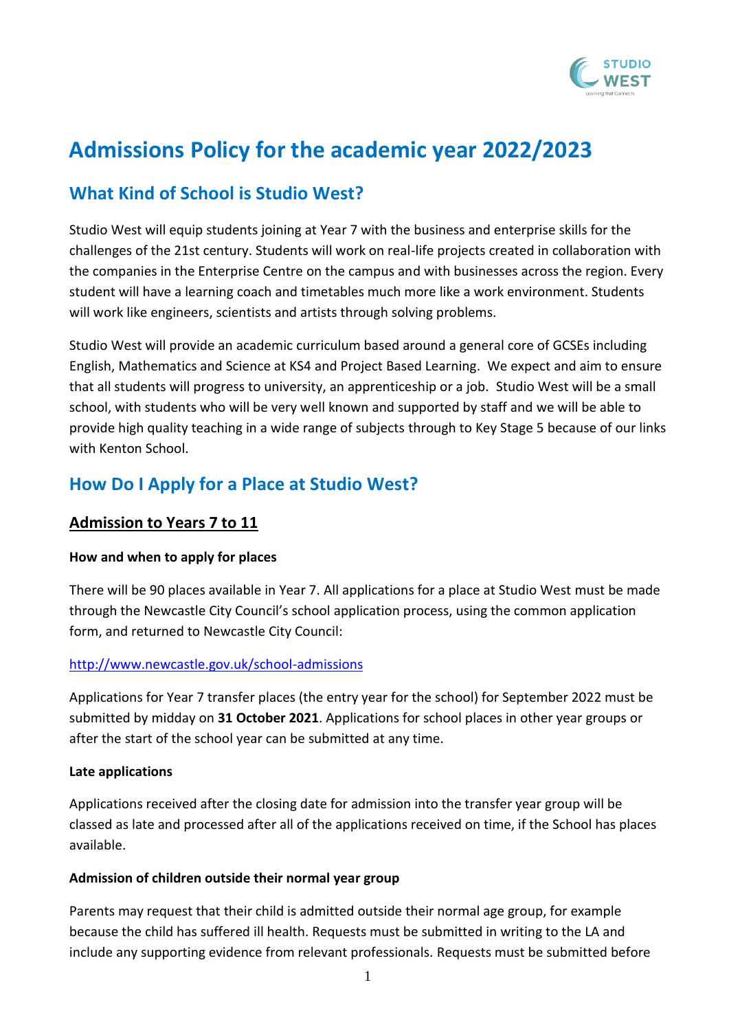# Admissions Policy for the academic year 2022/2023

## What Kind of School is Studio West?

Studio West will equip students joining at Year 7 with the business and enterprise skills for the challenges of the 21st century. Students will work on real-life projects created in collaboration with the companies in the Enterprise Centre on the campus and with businesses across the region. Every student will have a learning coach and timetables much more like a work environment. Students will work like engineers, scientists and artists through solving problems.

Studio West will provide an academic curriculum based around a general core of GCSEs including English, Mathematics and Science at KS4 and Project Based Learning. We expect and aim to ensure that all students will progress to university, an apprenticeship or a job. Studio West will be a small school, with students who will be very well known and supported by staff and we will be able to provide high quality teaching in a wide range of subjects through to Key Stage 5 because of our links with Kenton School.

## How Do I Apply for a Place at Studio West?

### Admission to Years 7 to 11

**How and when to apply for places**

There will be 90 places available in Year 7. All applications for a place at Studio West must be made through the Newcastle City Council's school application process, using the common application form, and returned to Newcastle City Council:

[http://www.newcastle.gov.uk/school-admissions](http://www.newcastle.gov.uk/school-admissions)

Applications for Year 7 transfer places (the entry year for the school) for September 2022 must be submitted by midday on **31 October 2021**. Applications for school places in other year groups or after the start of the school year can be submitted at any time.

**Late applications**

Applications received after the closing date for admission into the transfer year group will be classed as late and processed after all of the applications received on time, if the School has places available.

**Admission of children outside their normal year group**

Parents may request that their child is admitted outside their normal age group, for example because the child has suffered ill health. Requests must be submitted in writing to the LA and include any supporting evidence from relevant professionals. Requests must be submitted before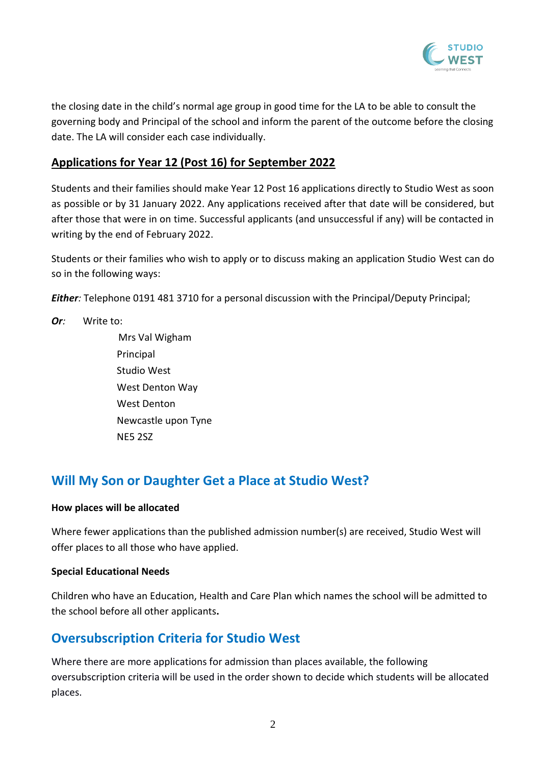the closing date in the child's normal age group in good time for the LA to be able to consult the governing body and Principal of the school and inform the parent of the outcome before the closing date. The LA will consider each case individually.

### Applications for Year 12 (Post 16) for September 2022

Students and their families should make Year 12 Post 16 applications directly to Studio West as soon as possible or by 31 January 2022. Any applications received after that date will be considered, but after those that were in on time. Successful applicants (and unsuccessful if any) will be contacted in writing by the end of February 2022.

Students or their families who wish to apply or to discuss making an application Studio West can do so in the following ways:

***Either**:* Telephone 0191 481 3710 for a personal discussion with the Principal/Deputy Principal;

***Or**:* Write to:

Mrs Val Wigham
Principal
Studio West
West Denton Way
West Denton
Newcastle upon Tyne
NE5 2SZ

## Will My Son or Daughter Get a Place at Studio West?

**How places will be allocated**

Where fewer applications than the published admission number(s) are received, Studio West will offer places to all those who have applied.

**Special Educational Needs**

Children who have an Education, Health and Care Plan which names the school will be admitted to the school before all other applicants**.**

## Oversubscription Criteria for Studio West

Where there are more applications for admission than places available, the following oversubscription criteria will be used in the order shown to decide which students will be allocated places.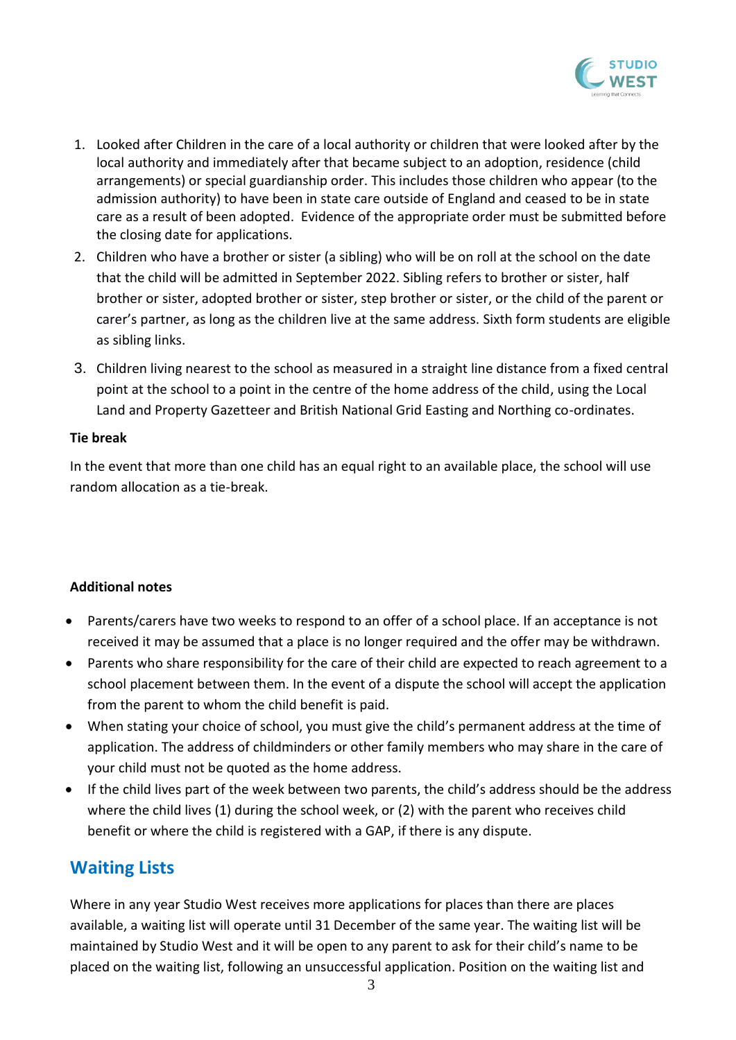1. Looked after Children in the care of a local authority or children that were looked after by the local authority and immediately after that became subject to an adoption, residence (child arrangements) or special guardianship order. This includes those children who appear (to the admission authority) to have been in state care outside of England and ceased to be in state care as a result of been adopted. Evidence of the appropriate order must be submitted before the closing date for applications.
2. Children who have a brother or sister (a sibling) who will be on roll at the school on the date that the child will be admitted in September 2022. Sibling refers to brother or sister, half brother or sister, adopted brother or sister, step brother or sister, or the child of the parent or carer's partner, as long as the children live at the same address. Sixth form students are eligible as sibling links.
3. Children living nearest to the school as measured in a straight line distance from a fixed central point at the school to a point in the centre of the home address of the child, using the Local Land and Property Gazetteer and British National Grid Easting and Northing co-ordinates.

**Tie break**

In the event that more than one child has an equal right to an available place, the school will use random allocation as a tie-break.

**Additional notes**

- Parents/carers have two weeks to respond to an offer of a school place. If an acceptance is not received it may be assumed that a place is no longer required and the offer may be withdrawn.
- Parents who share responsibility for the care of their child are expected to reach agreement to a school placement between them. In the event of a dispute the school will accept the application from the parent to whom the child benefit is paid.
- When stating your choice of school, you must give the child's permanent address at the time of application. The address of childminders or other family members who may share in the care of your child must not be quoted as the home address.
- If the child lives part of the week between two parents, the child's address should be the address where the child lives (1) during the school week, or (2) with the parent who receives child benefit or where the child is registered with a GAP, if there is any dispute.

## Waiting Lists

Where in any year Studio West receives more applications for places than there are places available, a waiting list will operate until 31 December of the same year. The waiting list will be maintained by Studio West and it will be open to any parent to ask for their child's name to be placed on the waiting list, following an unsuccessful application. Position on the waiting list and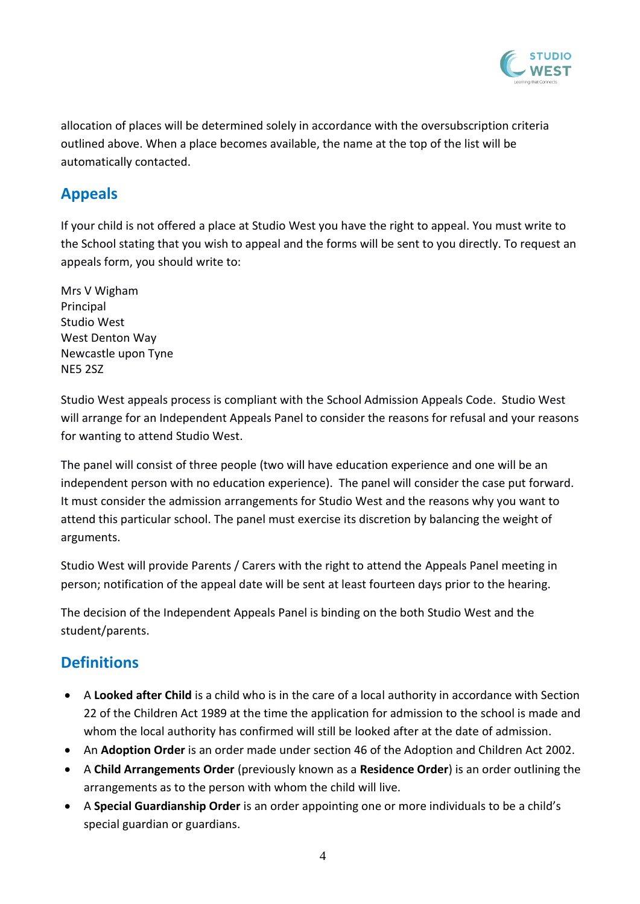allocation of places will be determined solely in accordance with the oversubscription criteria outlined above. When a place becomes available, the name at the top of the list will be automatically contacted.

## Appeals

If your child is not offered a place at Studio West you have the right to appeal. You must write to the School stating that you wish to appeal and the forms will be sent to you directly. To request an appeals form, you should write to:

Mrs V Wigham
Principal
Studio West
West Denton Way
Newcastle upon Tyne
NE5 2SZ

Studio West appeals process is compliant with the School Admission Appeals Code. Studio West will arrange for an Independent Appeals Panel to consider the reasons for refusal and your reasons for wanting to attend Studio West.

The panel will consist of three people (two will have education experience and one will be an independent person with no education experience). The panel will consider the case put forward. It must consider the admission arrangements for Studio West and the reasons why you want to attend this particular school. The panel must exercise its discretion by balancing the weight of arguments.

Studio West will provide Parents / Carers with the right to attend the Appeals Panel meeting in person; notification of the appeal date will be sent at least fourteen days prior to the hearing.

The decision of the Independent Appeals Panel is binding on the both Studio West and the student/parents.

## Definitions

- A **Looked after Child** is a child who is in the care of a local authority in accordance with Section 22 of the Children Act 1989 at the time the application for admission to the school is made and whom the local authority has confirmed will still be looked after at the date of admission.
- An **Adoption Order** is an order made under section 46 of the Adoption and Children Act 2002.
- A **Child Arrangements Order** (previously known as a **Residence Order**) is an order outlining the arrangements as to the person with whom the child will live.
- A **Special Guardianship Order** is an order appointing one or more individuals to be a child's special guardian or guardians.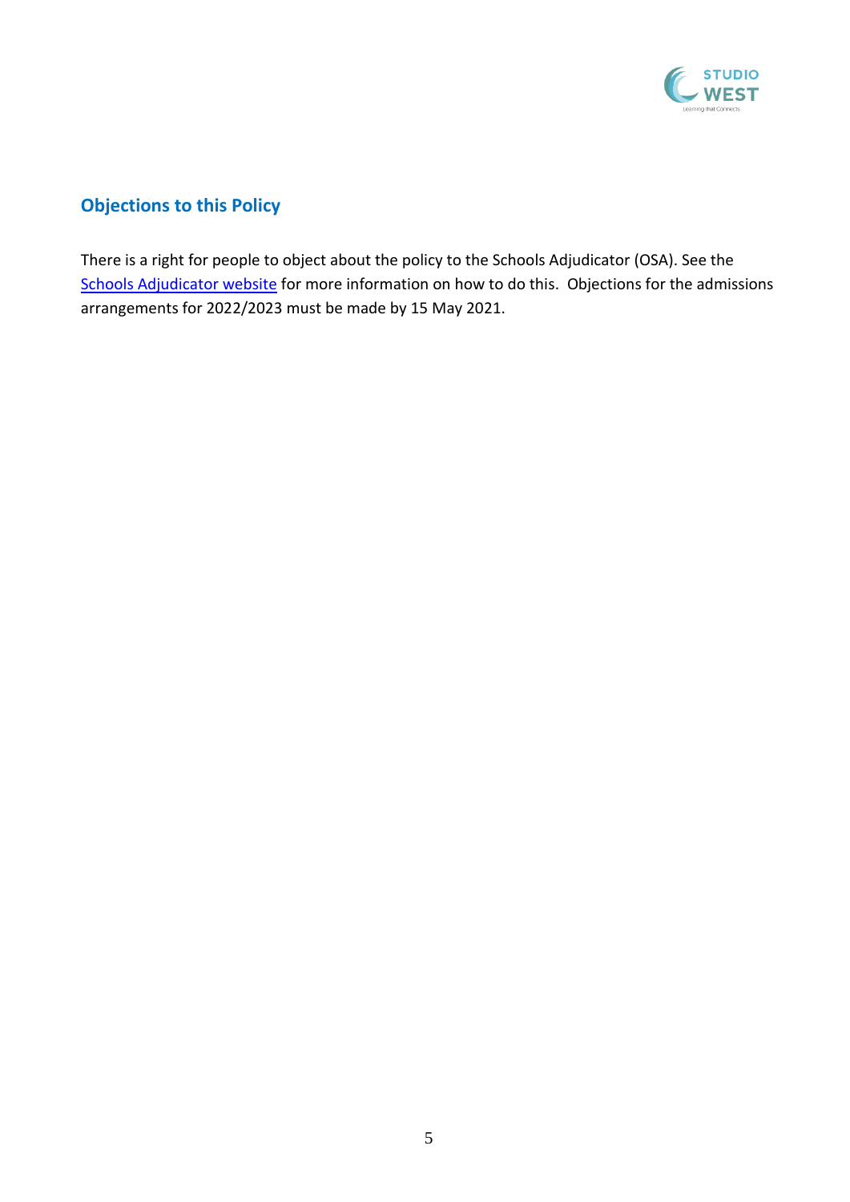## Objections to this Policy

There is a right for people to object about the policy to the Schools Adjudicator (OSA). See the Schools Adjudicator website for more information on how to do this. Objections for the admissions arrangements for 2022/2023 must be made by 15 May 2021.